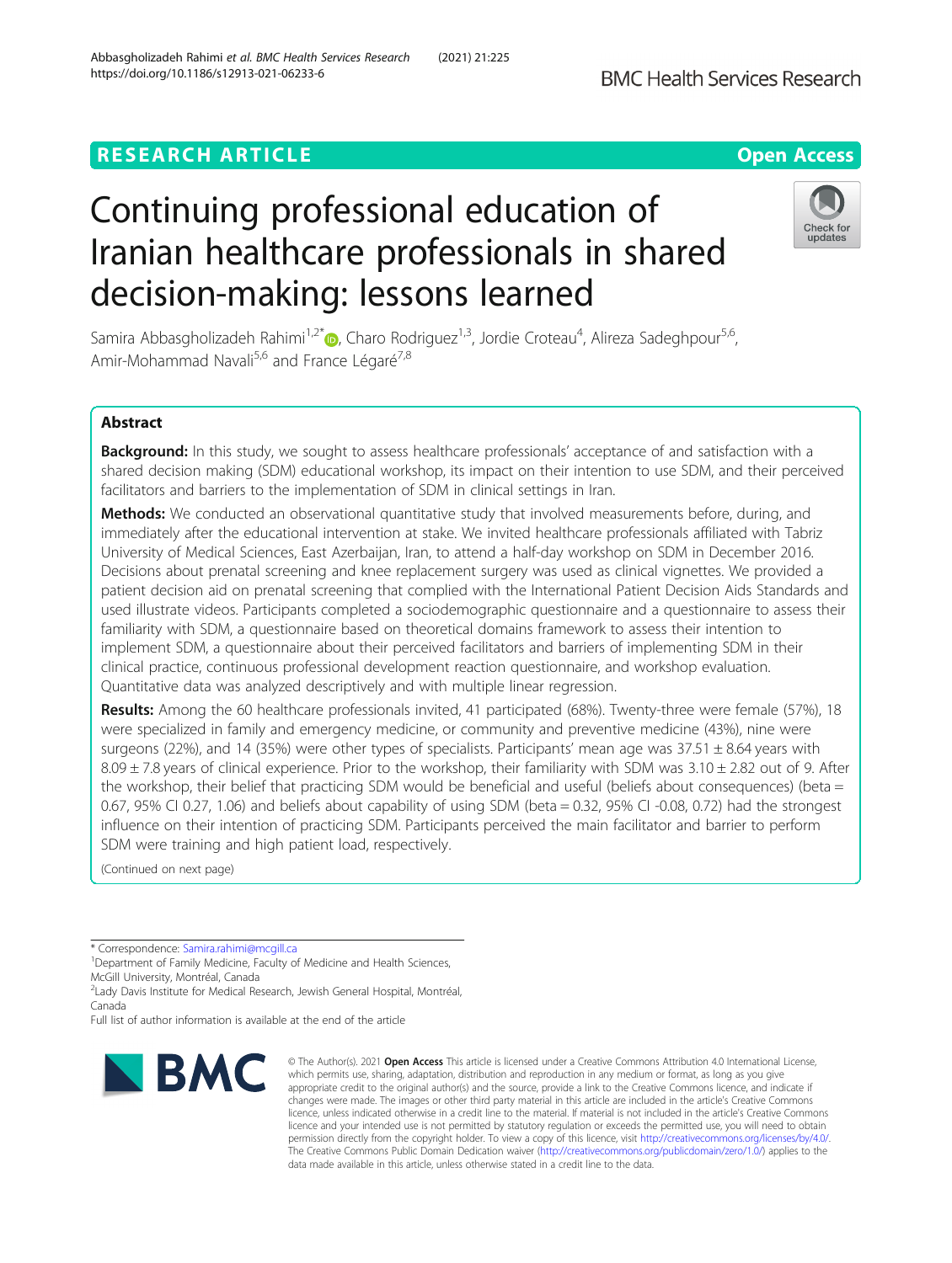RESEARCH ARTICLE

Open Access

# Continuing professional education of Iranian healthcare professionals in shared decision-making: lessons learned

Samira Abbasgholizadeh Rahimi[1,2*], Charo Rodriguez[1,3], Jordie Croteau[4], Alireza Sadeghpour[5,6], Amir-Mohammad Navali[5,6] and France Légaré[7,8]

## Abstract

**Background:** In this study, we sought to assess healthcare professionals' acceptance of and satisfaction with a shared decision making (SDM) educational workshop, its impact on their intention to use SDM, and their perceived facilitators and barriers to the implementation of SDM in clinical settings in Iran.

**Methods:** We conducted an observational quantitative study that involved measurements before, during, and immediately after the educational intervention at stake. We invited healthcare professionals affiliated with Tabriz University of Medical Sciences, East Azerbaijan, Iran, to attend a half-day workshop on SDM in December 2016. Decisions about prenatal screening and knee replacement surgery was used as clinical vignettes. We provided a patient decision aid on prenatal screening that complied with the International Patient Decision Aids Standards and used illustrate videos. Participants completed a sociodemographic questionnaire and a questionnaire to assess their familiarity with SDM, a questionnaire based on theoretical domains framework to assess their intention to implement SDM, a questionnaire about their perceived facilitators and barriers of implementing SDM in their clinical practice, continuous professional development reaction questionnaire, and workshop evaluation. Quantitative data was analyzed descriptively and with multiple linear regression.

**Results:** Among the 60 healthcare professionals invited, 41 participated (68%). Twenty-three were female (57%), 18 were specialized in family and emergency medicine, or community and preventive medicine (43%), nine were surgeons (22%), and 14 (35%) were other types of specialists. Participants' mean age was 37.51 ± 8.64 years with 8.09 ± 7.8 years of clinical experience. Prior to the workshop, their familiarity with SDM was 3.10 ± 2.82 out of 9. After the workshop, their belief that practicing SDM would be beneficial and useful (beliefs about consequences) (beta = 0.67, 95% CI 0.27, 1.06) and beliefs about capability of using SDM (beta = 0.32, 95% CI -0.08, 0.72) had the strongest influence on their intention of practicing SDM. Participants perceived the main facilitator and barrier to perform SDM were training and high patient load, respectively.

(Continued on next page)

\* Correspondence: Samira.rahimi@mcgill.ca

[1]Department of Family Medicine, Faculty of Medicine and Health Sciences, McGill University, Montréal, Canada

[2]Lady Davis Institute for Medical Research, Jewish General Hospital, Montréal, Canada

Full list of author information is available at the end of the article

© The Author(s). 2021 **Open Access** This article is licensed under a Creative Commons Attribution 4.0 International License, which permits use, sharing, adaptation, distribution and reproduction in any medium or format, as long as you give appropriate credit to the original author(s) and the source, provide a link to the Creative Commons licence, and indicate if changes were made. The images or other third party material in this article are included in the article's Creative Commons licence, unless indicated otherwise in a credit line to the material. If material is not included in the article's Creative Commons licence and your intended use is not permitted by statutory regulation or exceeds the permitted use, you will need to obtain permission directly from the copyright holder. To view a copy of this licence, visit http://creativecommons.org/licenses/by/4.0/. The Creative Commons Public Domain Dedication waiver (http://creativecommons.org/publicdomain/zero/1.0/) applies to the data made available in this article, unless otherwise stated in a credit line to the data.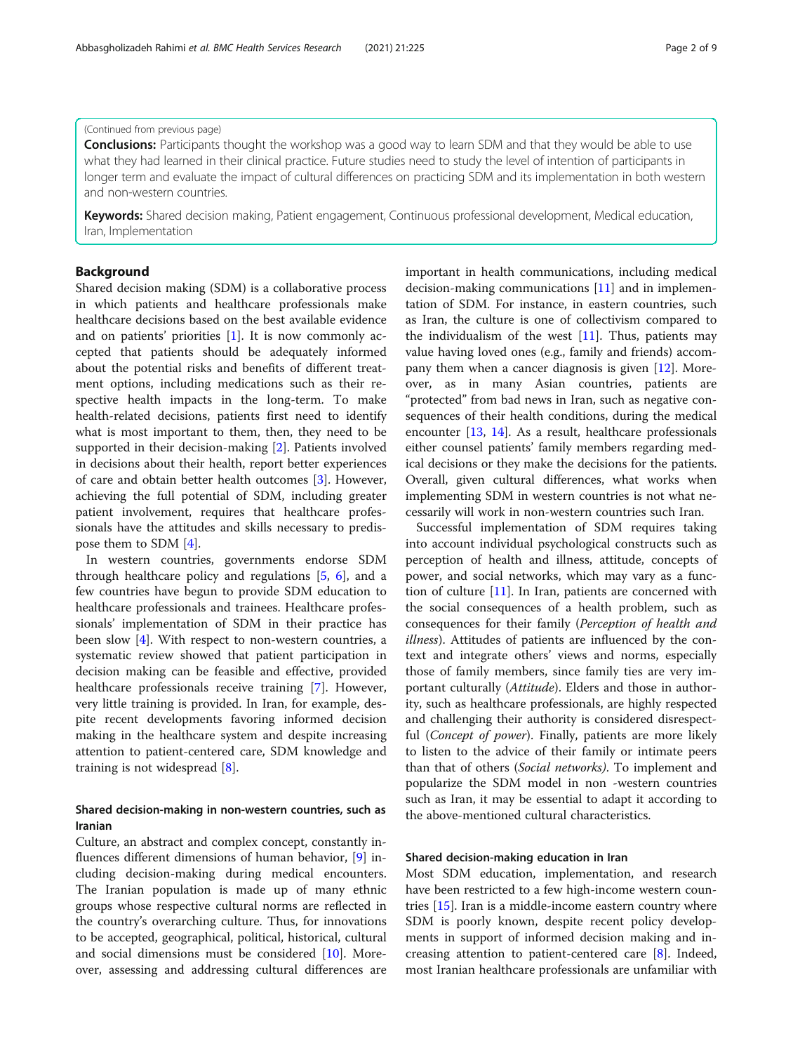(Continued from previous page)

**Conclusions:** Participants thought the workshop was a good way to learn SDM and that they would be able to use what they had learned in their clinical practice. Future studies need to study the level of intention of participants in longer term and evaluate the impact of cultural differences on practicing SDM and its implementation in both western and non-western countries.

**Keywords:** Shared decision making, Patient engagement, Continuous professional development, Medical education, Iran, Implementation

## Background

Shared decision making (SDM) is a collaborative process in which patients and healthcare professionals make healthcare decisions based on the best available evidence and on patients' priorities [1]. It is now commonly accepted that patients should be adequately informed about the potential risks and benefits of different treatment options, including medications such as their respective health impacts in the long-term. To make health-related decisions, patients first need to identify what is most important to them, then, they need to be supported in their decision-making [2]. Patients involved in decisions about their health, report better experiences of care and obtain better health outcomes [3]. However, achieving the full potential of SDM, including greater patient involvement, requires that healthcare professionals have the attitudes and skills necessary to predispose them to SDM [4].

In western countries, governments endorse SDM through healthcare policy and regulations [5, 6], and a few countries have begun to provide SDM education to healthcare professionals and trainees. Healthcare professionals' implementation of SDM in their practice has been slow [4]. With respect to non-western countries, a systematic review showed that patient participation in decision making can be feasible and effective, provided healthcare professionals receive training [7]. However, very little training is provided. In Iran, for example, despite recent developments favoring informed decision making in the healthcare system and despite increasing attention to patient-centered care, SDM knowledge and training is not widespread [8].

### Shared decision-making in non-western countries, such as Iranian

Culture, an abstract and complex concept, constantly influences different dimensions of human behavior, [9] including decision-making during medical encounters. The Iranian population is made up of many ethnic groups whose respective cultural norms are reflected in the country's overarching culture. Thus, for innovations to be accepted, geographical, political, historical, cultural and social dimensions must be considered [10]. Moreover, assessing and addressing cultural differences are important in health communications, including medical decision-making communications [11] and in implementation of SDM. For instance, in eastern countries, such as Iran, the culture is one of collectivism compared to the individualism of the west [11]. Thus, patients may value having loved ones (e.g., family and friends) accompany them when a cancer diagnosis is given [12]. Moreover, as in many Asian countries, patients are "protected" from bad news in Iran, such as negative consequences of their health conditions, during the medical encounter [13, 14]. As a result, healthcare professionals either counsel patients' family members regarding medical decisions or they make the decisions for the patients. Overall, given cultural differences, what works when implementing SDM in western countries is not what necessarily will work in non-western countries such Iran.

Successful implementation of SDM requires taking into account individual psychological constructs such as perception of health and illness, attitude, concepts of power, and social networks, which may vary as a function of culture [11]. In Iran, patients are concerned with the social consequences of a health problem, such as consequences for their family (*Perception of health and illness*). Attitudes of patients are influenced by the context and integrate others' views and norms, especially those of family members, since family ties are very important culturally (*Attitude*). Elders and those in authority, such as healthcare professionals, are highly respected and challenging their authority is considered disrespectful (*Concept of power*). Finally, patients are more likely to listen to the advice of their family or intimate peers than that of others (*Social networks*). To implement and popularize the SDM model in non -western countries such as Iran, it may be essential to adapt it according to the above-mentioned cultural characteristics.

### Shared decision-making education in Iran

Most SDM education, implementation, and research have been restricted to a few high-income western countries [15]. Iran is a middle-income eastern country where SDM is poorly known, despite recent policy developments in support of informed decision making and increasing attention to patient-centered care [8]. Indeed, most Iranian healthcare professionals are unfamiliar with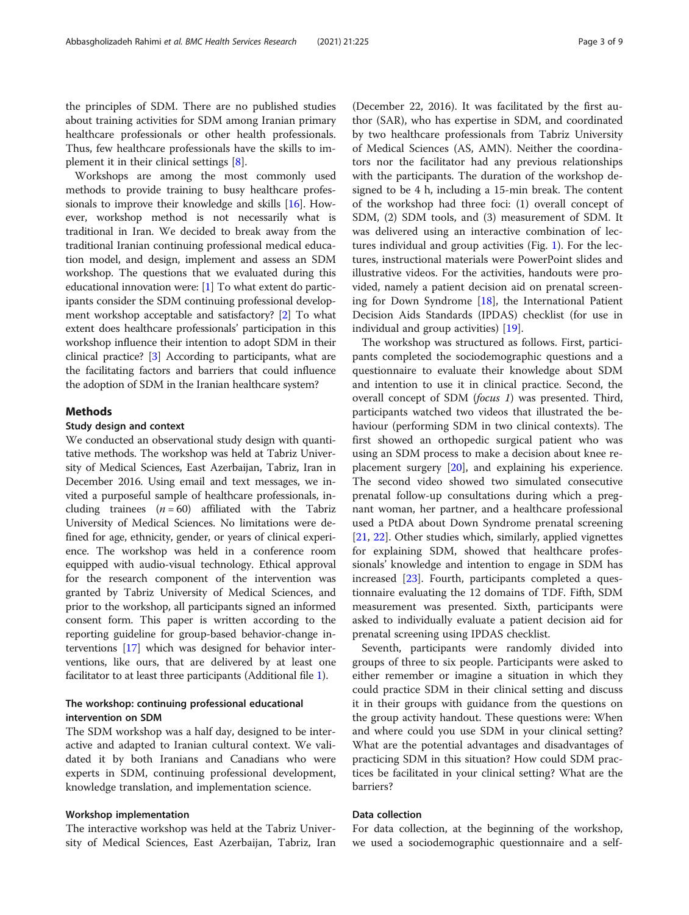the principles of SDM. There are no published studies about training activities for SDM among Iranian primary healthcare professionals or other health professionals. Thus, few healthcare professionals have the skills to implement it in their clinical settings [8].

Workshops are among the most commonly used methods to provide training to busy healthcare professionals to improve their knowledge and skills [16]. However, workshop method is not necessarily what is traditional in Iran. We decided to break away from the traditional Iranian continuing professional medical education model, and design, implement and assess an SDM workshop. The questions that we evaluated during this educational innovation were: [1] To what extent do participants consider the SDM continuing professional development workshop acceptable and satisfactory? [2] To what extent does healthcare professionals' participation in this workshop influence their intention to adopt SDM in their clinical practice? [3] According to participants, what are the facilitating factors and barriers that could influence the adoption of SDM in the Iranian healthcare system?

## Methods

### Study design and context

We conducted an observational study design with quantitative methods. The workshop was held at Tabriz University of Medical Sciences, East Azerbaijan, Tabriz, Iran in December 2016. Using email and text messages, we invited a purposeful sample of healthcare professionals, including trainees ($n = 60$) affiliated with the Tabriz University of Medical Sciences. No limitations were defined for age, ethnicity, gender, or years of clinical experience. The workshop was held in a conference room equipped with audio-visual technology. Ethical approval for the research component of the intervention was granted by Tabriz University of Medical Sciences, and prior to the workshop, all participants signed an informed consent form. This paper is written according to the reporting guideline for group-based behavior-change interventions [17] which was designed for behavior interventions, like ours, that are delivered by at least one facilitator to at least three participants (Additional file 1).

### The workshop: continuing professional educational intervention on SDM

The SDM workshop was a half day, designed to be interactive and adapted to Iranian cultural context. We validated it by both Iranians and Canadians who were experts in SDM, continuing professional development, knowledge translation, and implementation science.

### Workshop implementation

The interactive workshop was held at the Tabriz University of Medical Sciences, East Azerbaijan, Tabriz, Iran (December 22, 2016). It was facilitated by the first author (SAR), who has expertise in SDM, and coordinated by two healthcare professionals from Tabriz University of Medical Sciences (AS, AMN). Neither the coordinators nor the facilitator had any previous relationships with the participants. The duration of the workshop designed to be 4 h, including a 15-min break. The content of the workshop had three foci: (1) overall concept of SDM, (2) SDM tools, and (3) measurement of SDM. It was delivered using an interactive combination of lectures individual and group activities (Fig. 1). For the lectures, instructional materials were PowerPoint slides and illustrative videos. For the activities, handouts were provided, namely a patient decision aid on prenatal screening for Down Syndrome [18], the International Patient Decision Aids Standards (IPDAS) checklist (for use in individual and group activities) [19].

The workshop was structured as follows. First, participants completed the sociodemographic questions and a questionnaire to evaluate their knowledge about SDM and intention to use it in clinical practice. Second, the overall concept of SDM (*focus 1*) was presented. Third, participants watched two videos that illustrated the behaviour (performing SDM in two clinical contexts). The first showed an orthopedic surgical patient who was using an SDM process to make a decision about knee replacement surgery [20], and explaining his experience. The second video showed two simulated consecutive prenatal follow-up consultations during which a pregnant woman, her partner, and a healthcare professional used a PtDA about Down Syndrome prenatal screening [21, 22]. Other studies which, similarly, applied vignettes for explaining SDM, showed that healthcare professionals' knowledge and intention to engage in SDM has increased [23]. Fourth, participants completed a questionnaire evaluating the 12 domains of TDF. Fifth, SDM measurement was presented. Sixth, participants were asked to individually evaluate a patient decision aid for prenatal screening using IPDAS checklist.

Seventh, participants were randomly divided into groups of three to six people. Participants were asked to either remember or imagine a situation in which they could practice SDM in their clinical setting and discuss it in their groups with guidance from the questions on the group activity handout. These questions were: When and where could you use SDM in your clinical setting? What are the potential advantages and disadvantages of practicing SDM in this situation? How could SDM practices be facilitated in your clinical setting? What are the barriers?

### Data collection

For data collection, at the beginning of the workshop, we used a sociodemographic questionnaire and a self-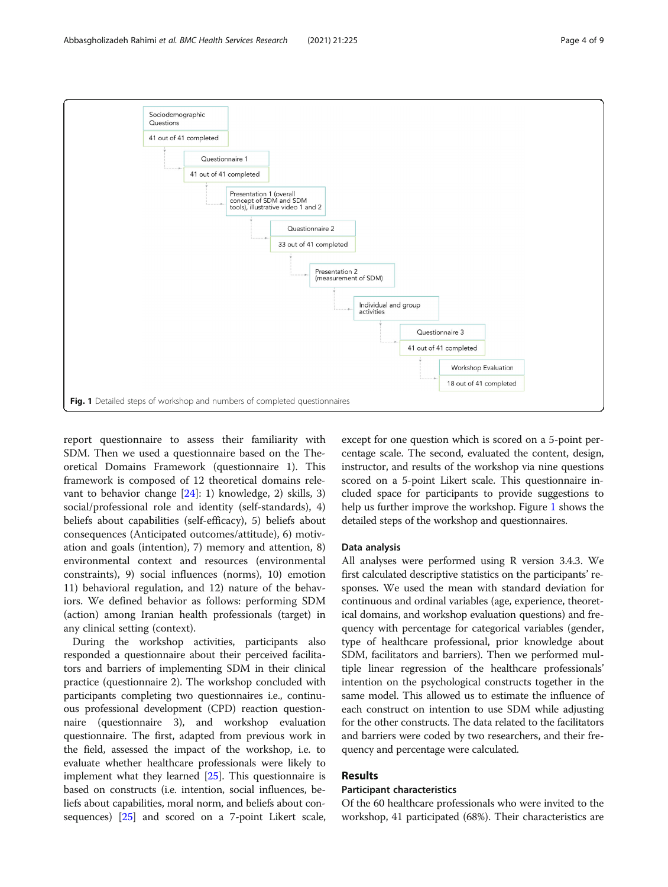Sociodemographic Questions

41 out of 41 completed

Questionnaire 1

41 out of 41 completed

Presentation 1 (overall concept of SDM and SDM tools), illustrative video 1 and 2

Questionnaire 2

33 out of 41 completed

Presentation 2 (measurement of SDM)

Individual and group activities

Questionnaire 3

41 out of 41 completed

Workshop Evaluation

18 out of 41 completed

**Fig. 1** Detailed steps of workshop and numbers of completed questionnaires

report questionnaire to assess their familiarity with SDM. Then we used a questionnaire based on the Theoretical Domains Framework (questionnaire 1). This framework is composed of 12 theoretical domains relevant to behavior change [24]: 1) knowledge, 2) skills, 3) social/professional role and identity (self-standards), 4) beliefs about capabilities (self-efficacy), 5) beliefs about consequences (Anticipated outcomes/attitude), 6) motivation and goals (intention), 7) memory and attention, 8) environmental context and resources (environmental constraints), 9) social influences (norms), 10) emotion 11) behavioral regulation, and 12) nature of the behaviors. We defined behavior as follows: performing SDM (action) among Iranian health professionals (target) in any clinical setting (context).

During the workshop activities, participants also responded a questionnaire about their perceived facilitators and barriers of implementing SDM in their clinical practice (questionnaire 2). The workshop concluded with participants completing two questionnaires i.e., continuous professional development (CPD) reaction questionnaire (questionnaire 3), and workshop evaluation questionnaire. The first, adapted from previous work in the field, assessed the impact of the workshop, i.e. to evaluate whether healthcare professionals were likely to implement what they learned [25]. This questionnaire is based on constructs (i.e. intention, social influences, beliefs about capabilities, moral norm, and beliefs about consequences) [25] and scored on a 7-point Likert scale, except for one question which is scored on a 5-point percentage scale. The second, evaluated the content, design, instructor, and results of the workshop via nine questions scored on a 5-point Likert scale. This questionnaire included space for participants to provide suggestions to help us further improve the workshop. Figure 1 shows the detailed steps of the workshop and questionnaires.

### Data analysis

All analyses were performed using R version 3.4.3. We first calculated descriptive statistics on the participants' responses. We used the mean with standard deviation for continuous and ordinal variables (age, experience, theoretical domains, and workshop evaluation questions) and frequency with percentage for categorical variables (gender, type of healthcare professional, prior knowledge about SDM, facilitators and barriers). Then we performed multiple linear regression of the healthcare professionals' intention on the psychological constructs together in the same model. This allowed us to estimate the influence of each construct on intention to use SDM while adjusting for the other constructs. The data related to the facilitators and barriers were coded by two researchers, and their frequency and percentage were calculated.

## Results

### Participant characteristics

Of the 60 healthcare professionals who were invited to the workshop, 41 participated (68%). Their characteristics are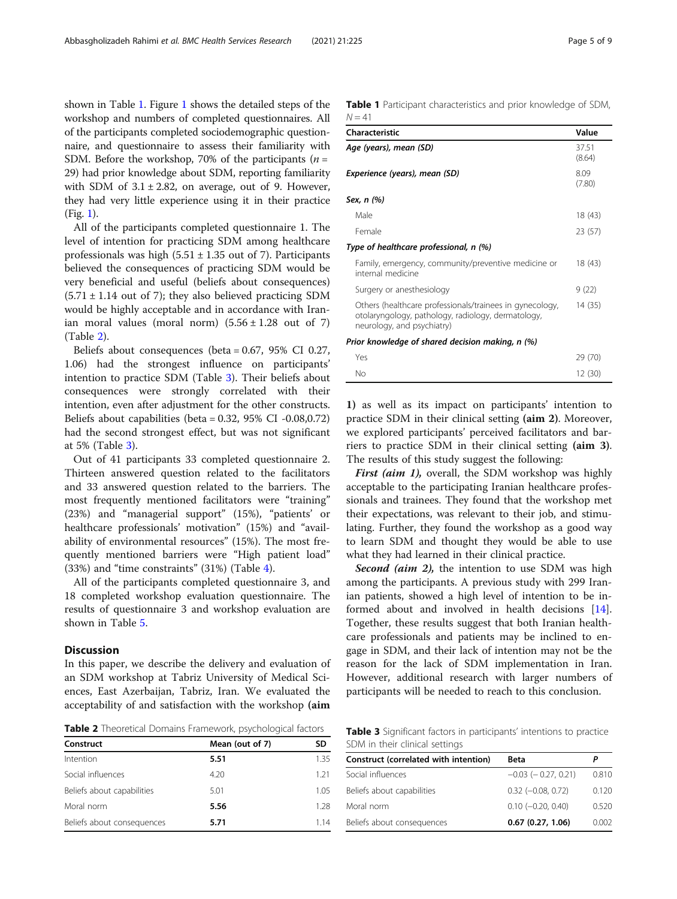shown in Table 1. Figure 1 shows the detailed steps of the workshop and numbers of completed questionnaires. All of the participants completed sociodemographic questionnaire, and questionnaire to assess their familiarity with SDM. Before the workshop, 70% of the participants ($n$ = 29) had prior knowledge about SDM, reporting familiarity with SDM of $3.1 \pm 2.82$, on average, out of 9. However, they had very little experience using it in their practice (Fig. 1).

All of the participants completed questionnaire 1. The level of intention for practicing SDM among healthcare professionals was high ($5.51 \pm 1.35$ out of 7). Participants believed the consequences of practicing SDM would be very beneficial and useful (beliefs about consequences) ($5.71 \pm 1.14$ out of 7); they also believed practicing SDM would be highly acceptable and in accordance with Iranian moral values (moral norm) ($5.56 \pm 1.28$ out of 7) (Table 2).

Beliefs about consequences (beta = 0.67, 95% CI 0.27, 1.06) had the strongest influence on participants' intention to practice SDM (Table 3). Their beliefs about consequences were strongly correlated with their intention, even after adjustment for the other constructs. Beliefs about capabilities (beta = 0.32, 95% CI -0.08,0.72) had the second strongest effect, but was not significant at 5% (Table 3).

Out of 41 participants 33 completed questionnaire 2. Thirteen answered question related to the facilitators and 33 answered question related to the barriers. The most frequently mentioned facilitators were "training" (23%) and "managerial support" (15%), "patients' or healthcare professionals' motivation" (15%) and "availability of environmental resources" (15%). The most frequently mentioned barriers were "High patient load" (33%) and "time constraints" (31%) (Table 4).

All of the participants completed questionnaire 3, and 18 completed workshop evaluation questionnaire. The results of questionnaire 3 and workshop evaluation are shown in Table 5.

**Table 1** Participant characteristics and prior knowledge of SDM, $N = 41$

| Characteristic | Value |
|---|---|
| ***Age (years), mean (SD)*** | 37.51 (8.64) |
| ***Experience (years), mean (SD)*** | 8.09 (7.80) |
| ***Sex, n (%)*** | |
| Male | 18 (43) |
| Female | 23 (57) |
| ***Type of healthcare professional, n (%)*** | |
| Family, emergency, community/preventive medicine or internal medicine | 18 (43) |
| Surgery or anesthesiology | 9 (22) |
| Others (healthcare professionals/trainees in gynecology, otolaryngology, pathology, radiology, dermatology, neurology, and psychiatry) | 14 (35) |
| ***Prior knowledge of shared decision making, n (%)*** | |
| Yes | 29 (70) |
| No | 12 (30) |

## Discussion

In this paper, we describe the delivery and evaluation of an SDM workshop at Tabriz University of Medical Sciences, East Azerbaijan, Tabriz, Iran. We evaluated the acceptability of and satisfaction with the workshop **(aim 1)** as well as its impact on participants' intention to practice SDM in their clinical setting **(aim 2)**. Moreover, we explored participants' perceived facilitators and barriers to practice SDM in their clinical setting **(aim 3)**. The results of this study suggest the following:

***First (aim 1),*** overall, the SDM workshop was highly acceptable to the participating Iranian healthcare professionals and trainees. They found that the workshop met their expectations, was relevant to their job, and stimulating. Further, they found the workshop as a good way to learn SDM and thought they would be able to use what they had learned in their clinical practice.

***Second (aim 2),*** the intention to use SDM was high among the participants. A previous study with 299 Iranian patients, showed a high level of intention to be informed about and involved in health decisions [14]. Together, these results suggest that both Iranian healthcare professionals and patients may be inclined to engage in SDM, and their lack of intention may not be the reason for the lack of SDM implementation in Iran. However, additional research with larger numbers of participants will be needed to reach to this conclusion.

**Table 2** Theoretical Domains Framework, psychological factors

| Construct | Mean (out of 7) | SD |
|---|---|---|
| Intention | **5.51** | 1.35 |
| Social influences | 4.20 | 1.21 |
| Beliefs about capabilities | 5.01 | 1.05 |
| Moral norm | **5.56** | 1.28 |
| Beliefs about consequences | **5.71** | 1.14 |

**Table 3** Significant factors in participants' intentions to practice SDM in their clinical settings

| Construct (correlated with intention) | Beta | P |
|---|---|---|
| Social influences | −0.03 (− 0.27, 0.21) | 0.810 |
| Beliefs about capabilities | 0.32 (−0.08, 0.72) | 0.120 |
| Moral norm | 0.10 (−0.20, 0.40) | 0.520 |
| Beliefs about consequences | **0.67 (0.27, 1.06)** | 0.002 |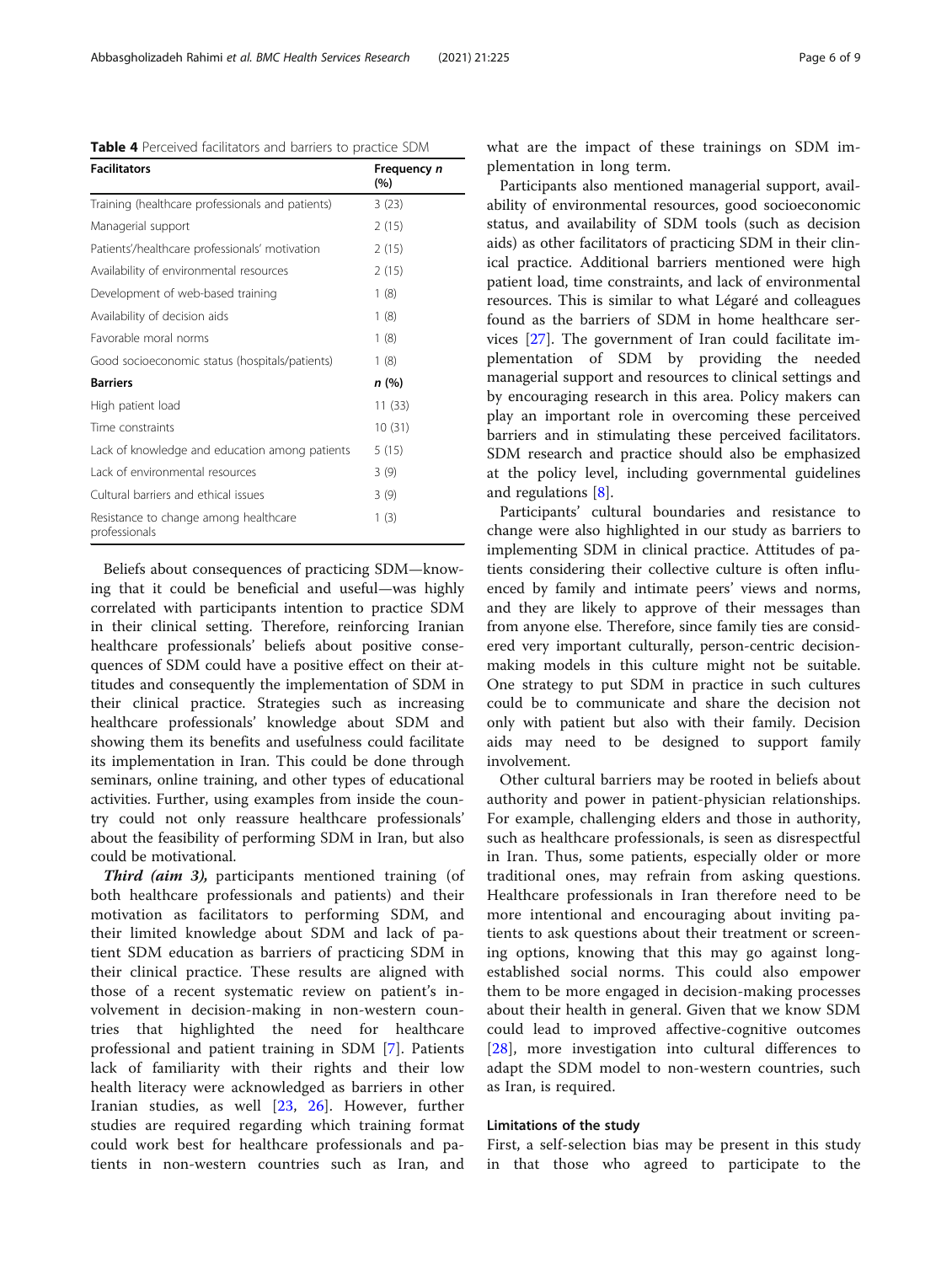**Table 4** Perceived facilitators and barriers to practice SDM

| Facilitators | Frequency *n* (%) |
| --- | --- |
| Training (healthcare professionals and patients) | 3 (23) |
| Managerial support | 2 (15) |
| Patients'/healthcare professionals' motivation | 2 (15) |
| Availability of environmental resources | 2 (15) |
| Development of web-based training | 1 (8) |
| Availability of decision aids | 1 (8) |
| Favorable moral norms | 1 (8) |
| Good socioeconomic status (hospitals/patients) | 1 (8) |
| **Barriers** | ***n* (%)** |
| High patient load | 11 (33) |
| Time constraints | 10 (31) |
| Lack of knowledge and education among patients | 5 (15) |
| Lack of environmental resources | 3 (9) |
| Cultural barriers and ethical issues | 3 (9) |
| Resistance to change among healthcare professionals | 1 (3) |

Beliefs about consequences of practicing SDM—knowing that it could be beneficial and useful—was highly correlated with participants intention to practice SDM in their clinical setting. Therefore, reinforcing Iranian healthcare professionals' beliefs about positive consequences of SDM could have a positive effect on their attitudes and consequently the implementation of SDM in their clinical practice. Strategies such as increasing healthcare professionals' knowledge about SDM and showing them its benefits and usefulness could facilitate its implementation in Iran. This could be done through seminars, online training, and other types of educational activities. Further, using examples from inside the country could not only reassure healthcare professionals' about the feasibility of performing SDM in Iran, but also could be motivational.

***Third (aim 3),*** participants mentioned training (of both healthcare professionals and patients) and their motivation as facilitators to performing SDM, and their limited knowledge about SDM and lack of patient SDM education as barriers of practicing SDM in their clinical practice. These results are aligned with those of a recent systematic review on patient's involvement in decision-making in non-western countries that highlighted the need for healthcare professional and patient training in SDM [7]. Patients lack of familiarity with their rights and their low health literacy were acknowledged as barriers in other Iranian studies, as well [23, 26]. However, further studies are required regarding which training format could work best for healthcare professionals and patients in non-western countries such as Iran, and what are the impact of these trainings on SDM implementation in long term.

Participants also mentioned managerial support, availability of environmental resources, good socioeconomic status, and availability of SDM tools (such as decision aids) as other facilitators of practicing SDM in their clinical practice. Additional barriers mentioned were high patient load, time constraints, and lack of environmental resources. This is similar to what Légaré and colleagues found as the barriers of SDM in home healthcare services [27]. The government of Iran could facilitate implementation of SDM by providing the needed managerial support and resources to clinical settings and by encouraging research in this area. Policy makers can play an important role in overcoming these perceived barriers and in stimulating these perceived facilitators. SDM research and practice should also be emphasized at the policy level, including governmental guidelines and regulations [8].

Participants' cultural boundaries and resistance to change were also highlighted in our study as barriers to implementing SDM in clinical practice. Attitudes of patients considering their collective culture is often influenced by family and intimate peers' views and norms, and they are likely to approve of their messages than from anyone else. Therefore, since family ties are considered very important culturally, person-centric decision-making models in this culture might not be suitable. One strategy to put SDM in practice in such cultures could be to communicate and share the decision not only with patient but also with their family. Decision aids may need to be designed to support family involvement.

Other cultural barriers may be rooted in beliefs about authority and power in patient-physician relationships. For example, challenging elders and those in authority, such as healthcare professionals, is seen as disrespectful in Iran. Thus, some patients, especially older or more traditional ones, may refrain from asking questions. Healthcare professionals in Iran therefore need to be more intentional and encouraging about inviting patients to ask questions about their treatment or screening options, knowing that this may go against long-established social norms. This could also empower them to be more engaged in decision-making processes about their health in general. Given that we know SDM could lead to improved affective-cognitive outcomes [28], more investigation into cultural differences to adapt the SDM model to non-western countries, such as Iran, is required.

### Limitations of the study

First, a self-selection bias may be present in this study in that those who agreed to participate to the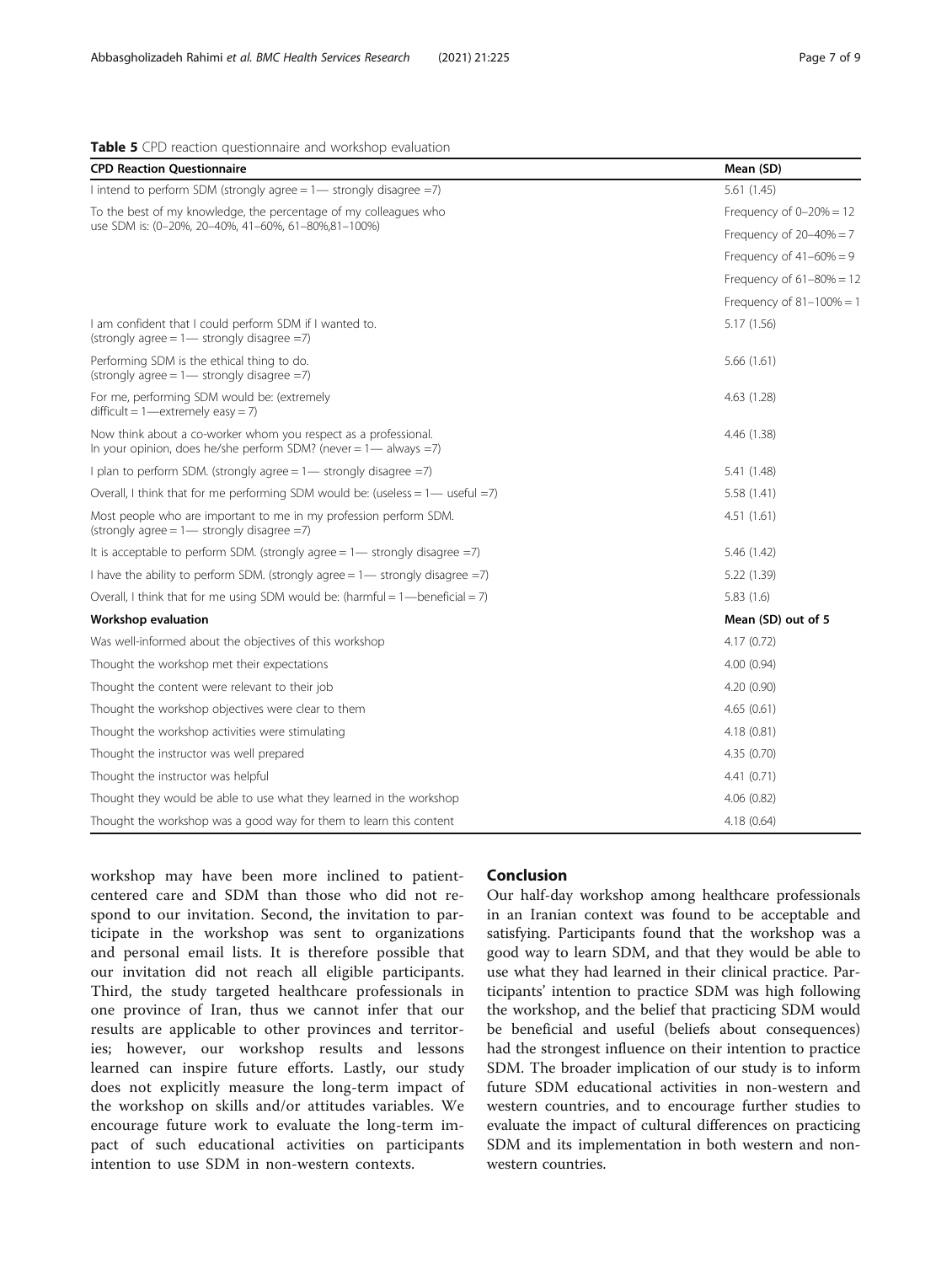**Table 5** CPD reaction questionnaire and workshop evaluation

| CPD Reaction Questionnaire | Mean (SD) |
|---|---|
| I intend to perform SDM (strongly agree = 1— strongly disagree =7) | 5.61 (1.45) |
| To the best of my knowledge, the percentage of my colleagues who use SDM is: (0–20%, 20–40%, 41–60%, 61–80%,81–100%) | Frequency of 0–20% = 12 |
| | Frequency of 20–40% = 7 |
| | Frequency of 41–60% = 9 |
| | Frequency of 61–80% = 12 |
| | Frequency of 81–100% = 1 |
| I am confident that I could perform SDM if I wanted to. (strongly agree = 1— strongly disagree =7) | 5.17 (1.56) |
| Performing SDM is the ethical thing to do. (strongly agree = 1— strongly disagree =7) | 5.66 (1.61) |
| For me, performing SDM would be: (extremely difficult = 1—extremely easy = 7) | 4.63 (1.28) |
| Now think about a co-worker whom you respect as a professional. In your opinion, does he/she perform SDM? (never = 1— always =7) | 4.46 (1.38) |
| I plan to perform SDM. (strongly agree = 1— strongly disagree =7) | 5.41 (1.48) |
| Overall, I think that for me performing SDM would be: (useless = 1— useful =7) | 5.58 (1.41) |
| Most people who are important to me in my profession perform SDM. (strongly agree = 1— strongly disagree =7) | 4.51 (1.61) |
| It is acceptable to perform SDM. (strongly agree = 1— strongly disagree =7) | 5.46 (1.42) |
| I have the ability to perform SDM. (strongly agree = 1— strongly disagree =7) | 5.22 (1.39) |
| Overall, I think that for me using SDM would be: (harmful = 1—beneficial = 7) | 5.83 (1.6) |
| **Workshop evaluation** | **Mean (SD) out of 5** |
| Was well-informed about the objectives of this workshop | 4.17 (0.72) |
| Thought the workshop met their expectations | 4.00 (0.94) |
| Thought the content were relevant to their job | 4.20 (0.90) |
| Thought the workshop objectives were clear to them | 4.65 (0.61) |
| Thought the workshop activities were stimulating | 4.18 (0.81) |
| Thought the instructor was well prepared | 4.35 (0.70) |
| Thought the instructor was helpful | 4.41 (0.71) |
| Thought they would be able to use what they learned in the workshop | 4.06 (0.82) |
| Thought the workshop was a good way for them to learn this content | 4.18 (0.64) |

workshop may have been more inclined to patient-centered care and SDM than those who did not respond to our invitation. Second, the invitation to participate in the workshop was sent to organizations and personal email lists. It is therefore possible that our invitation did not reach all eligible participants. Third, the study targeted healthcare professionals in one province of Iran, thus we cannot infer that our results are applicable to other provinces and territories; however, our workshop results and lessons learned can inspire future efforts. Lastly, our study does not explicitly measure the long-term impact of the workshop on skills and/or attitudes variables. We encourage future work to evaluate the long-term impact of such educational activities on participants intention to use SDM in non-western contexts.

## Conclusion

Our half-day workshop among healthcare professionals in an Iranian context was found to be acceptable and satisfying. Participants found that the workshop was a good way to learn SDM, and that they would be able to use what they had learned in their clinical practice. Participants' intention to practice SDM was high following the workshop, and the belief that practicing SDM would be beneficial and useful (beliefs about consequences) had the strongest influence on their intention to practice SDM. The broader implication of our study is to inform future SDM educational activities in non-western and western countries, and to encourage further studies to evaluate the impact of cultural differences on practicing SDM and its implementation in both western and non-western countries.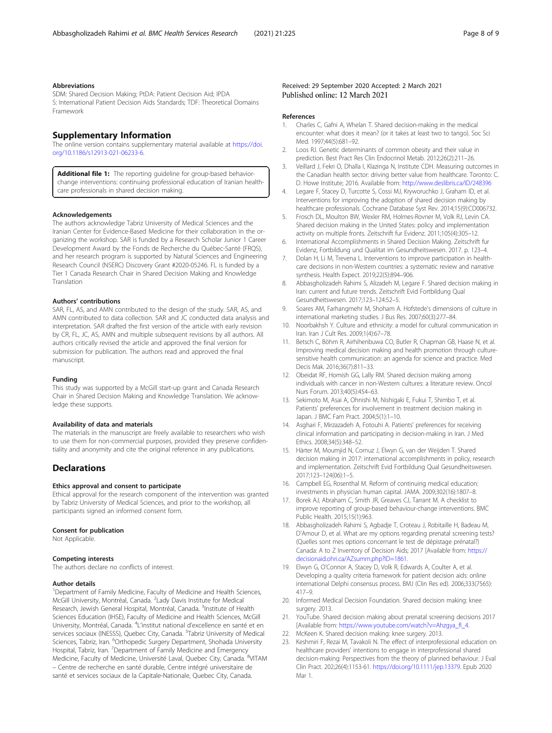### Abbreviations

SDM: Shared Decision Making; PtDA: Patient Decision Aid; IPDA S: International Patient Decision Aids Standards; TDF: Theoretical Domains Framework

## Supplementary Information

The online version contains supplementary material available at https://doi.org/10.1186/s12913-021-06233-6.

**Additional file 1:** The reporting guideline for group-based behavior-change interventions: continuing professional education of Iranian health-care professionals in shared decision making.

### Acknowledgements

The authors acknowledge Tabriz University of Medical Sciences and the Iranian Center for Evidence-Based Medicine for their collaboration in the organizing the workshop. SAR is funded by a Research Scholar Junior 1 Career Development Award by the Fonds de Recherche du Québec-Santé (FRQS), and her research program is supported by Natural Sciences and Engineering Research Council (NSERC) Discovery Grant #2020-05246. FL is funded by a Tier 1 Canada Research Chair in Shared Decision Making and Knowledge Translation

### Authors' contributions

SAR, FL, AS, and AMN contributed to the design of the study. SAR, AS, and AMN contributed to data collection. SAR and JC conducted data analysis and interpretation. SAR drafted the first version of the article with early revision by CR, FL, JC, AS, AMN and multiple subsequent revisions by all authors. All authors critically revised the article and approved the final version for submission for publication. The authors read and approved the final manuscript.

### Funding

This study was supported by a McGill start-up grant and Canada Research Chair in Shared Decision Making and Knowledge Translation. We acknowledge these supports.

### Availability of data and materials

The materials in the manuscript are freely available to researchers who wish to use them for non-commercial purposes, provided they preserve confidentiality and anonymity and cite the original reference in any publications.

## Declarations

### Ethics approval and consent to participate

Ethical approval for the research component of the intervention was granted by Tabriz University of Medical Sciences, and prior to the workshop, all participants signed an informed consent form.

### Consent for publication

Not Applicable.

### Competing interests

The authors declare no conflicts of interest.

### Author details

[1]Department of Family Medicine, Faculty of Medicine and Health Sciences, McGill University, Montréal, Canada. [2]Lady Davis Institute for Medical Research, Jewish General Hospital, Montréal, Canada. [3]Institute of Health Sciences Education (IHSE), Faculty of Medicine and Health Sciences, McGill University, Montréal, Canada. [4]L'institut national d'excellence en santé et en services sociaux (INESSS), Quebec City, Canada. [5]Tabriz University of Medical Sciences, Tabriz, Iran. [6]Orthopedic Surgery Department, Shohada University Hospital, Tabriz, Iran. [7]Department of Family Medicine and Emergency Medicine, Faculty of Medicine, Université Laval, Quebec City, Canada. [8]VITAM – Centre de recherche en santé durable, Centre intégré universitaire de santé et services sociaux de la Capitale-Nationale, Quebec City, Canada.

Received: 29 September 2020 Accepted: 2 March 2021
Published online: 12 March 2021

### References

1. Charles C, Gafni A, Whelan T. Shared decision-making in the medical encounter: what does it mean? (or it takes at least two to tango). Soc Sci Med. 1997;44(5):681–92.
2. Loos RJ. Genetic determinants of common obesity and their value in prediction. Best Pract Res Clin Endocrinol Metab. 2012;26(2):211–26.
3. Veillard J, Fekri O, Dhalla I, Klazinga N, Institute CDH. Measuring outcomes in the Canadian health sector: driving better value from healthcare. Toronto: C. D. Howe Institute; 2016. Available from: http://www.deslibris.ca/ID/248396
4. Legare F, Stacey D, Turcotte S, Cossi MJ, Kryworuchko J, Graham ID, et al. Interventions for improving the adoption of shared decision making by healthcare professionals. Cochrane Database Syst Rev. 2014;15(9):CD006732.
5. Frosch DL, Moulton BW, Wexler RM, Holmes-Rovner M, Volk RJ, Levin CA. Shared decision making in the United States: policy and implementation activity on multiple fronts. Zeitschrift fur Evidenz. 2011;105(4):305–12.
6. International Accomplishments in Shared Decision Making. Zeitschrift fur Evidenz, Fortbildung und Qualitat im Gesundheitswesen. 2017. p. 123–4.
7. Dolan H, Li M, Trevena L. Interventions to improve participation in health-care decisions in non-Western countries: a systematic review and narrative synthesis. Health Expect. 2019;22(5):894–906.
8. Abbasgholizadeh Rahimi S, Alizadeh M, Legare F. Shared decision making in Iran: current and future trends. Zeitschrift Evid Fortbildung Qual Gesundheitswesen. 2017;123–124:52–5.
9. Soares AM, Farhangmehr M, Shoham A. Hofstede's dimensions of culture in international marketing studies. J Bus Res. 2007;60(3):277–84.
10. Noorbakhsh Y. Culture and ethnicity: a model for cultural communication in Iran. Iran J Cult Res. 2009;1(4):67–78.
11. Betsch C, Böhm R, Airhihenbuwa CO, Butler R, Chapman GB, Haase N, et al. Improving medical decision making and health promotion through culture-sensitive health communication: an agenda for science and practice. Med Decis Mak. 2016;36(7):811–33.
12. Obeidat RF, Homish GG, Lally RM. Shared decision making among individuals with cancer in non-Western cultures: a literature review. Oncol Nurs Forum. 2013;40(5):454–63.
13. Sekimoto M, Asai A, Ohnishi M, Nishigaki E, Fukui T, Shimbo T, et al. Patients' preferences for involvement in treatment decision making in Japan. J BMC Fam Pract. 2004;5(1):1–10.
14. Asghari F, Mirzazadeh A, Fotouhi A. Patients' preferences for receiving clinical information and participating in decision-making in Iran. J Med Ethics. 2008;34(5):348–52.
15. Härter M, Moumjid N, Cornuz J, Elwyn G, van der Weijden T. Shared decision making in 2017: international accomplishments in policy, research and implementation. Zeitschrift Evid Fortbildung Qual Gesundheitswesen. 2017;123–124(06):1–5.
16. Campbell EG, Rosenthal M. Reform of continuing medical education: investments in physician human capital. JAMA. 2009;302(16):1807–8.
17. Borek AJ, Abraham C, Smith JR, Greaves CJ, Tarrant M. A checklist to improve reporting of group-based behaviour-change interventions. BMC Public Health. 2015;15(1):963.
18. Abbasgholizadeh Rahimi S, Agbadje T, Croteau J, Robitaille H, Badeau M, D'Amour D, et al. What are my options regarding prenatal screening tests? (Quelles sont mes options concernant le test de dépistage prénatal?) Canada: A to Z Inventory of Decision Aids; 2017 [Available from: https://decisionaid.ohri.ca/AZsumm.php?ID=1861.
19. Elwyn G, O'Connor A, Stacey D, Volk R, Edwards A, Coulter A, et al. Developing a quality criteria framework for patient decision aids: online international Delphi consensus process. BMJ (Clin Res ed). 2006;333(7565): 417–9.
20. Informed Medical Decision Foundation. Shared decision making: knee surgery. 2013.
21. YouTube. Shared decision making about prenatal screening decisions 2017 [Available from: https://www.youtube.com/watch?v=Ahzgya_fl_4.
22. McKeen K. Shared decision making: knee surgery. 2013.
23. Keshmiri F, Rezai M, Tavakoli N. The effect of interprofessional education on healthcare providers' intentions to engage in interprofessional shared decision-making: Perspectives from the theory of planned behaviour. J Eval Clin Pract. 202;26(4):1153-61. https://doi.org/10.1111/jep.13379. Epub 2020 Mar 1.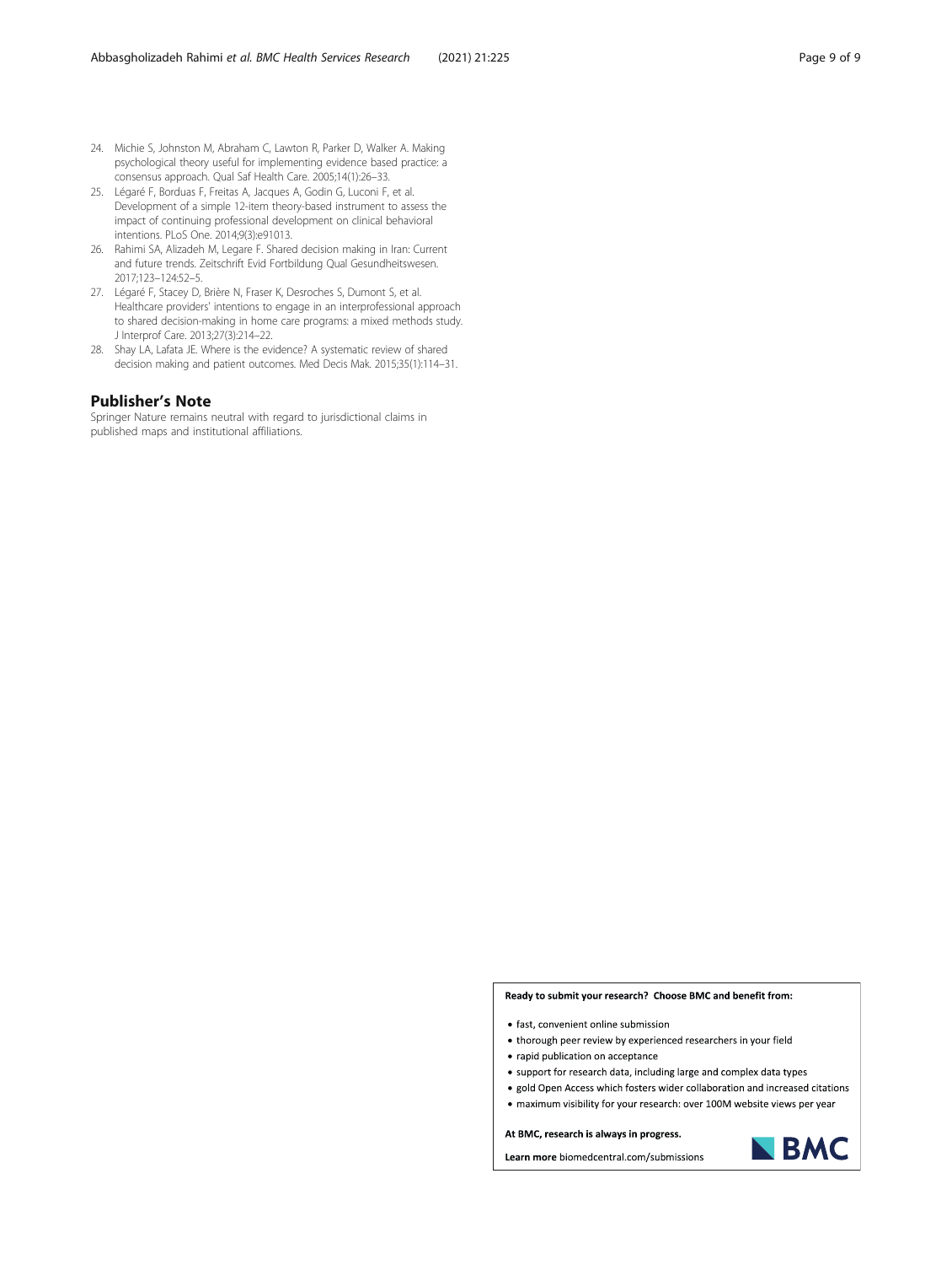24. Michie S, Johnston M, Abraham C, Lawton R, Parker D, Walker A. Making psychological theory useful for implementing evidence based practice: a consensus approach. Qual Saf Health Care. 2005;14(1):26–33.
25. Légaré F, Borduas F, Freitas A, Jacques A, Godin G, Luconi F, et al. Development of a simple 12-item theory-based instrument to assess the impact of continuing professional development on clinical behavioral intentions. PLoS One. 2014;9(3):e91013.
26. Rahimi SA, Alizadeh M, Legare F. Shared decision making in Iran: Current and future trends. Zeitschrift Evid Fortbildung Qual Gesundheitswesen. 2017;123–124:52–5.
27. Légaré F, Stacey D, Brière N, Fraser K, Desroches S, Dumont S, et al. Healthcare providers' intentions to engage in an interprofessional approach to shared decision-making in home care programs: a mixed methods study. J Interprof Care. 2013;27(3):214–22.
28. Shay LA, Lafata JE. Where is the evidence? A systematic review of shared decision making and patient outcomes. Med Decis Mak. 2015;35(1):114–31.

## Publisher's Note

Springer Nature remains neutral with regard to jurisdictional claims in published maps and institutional affiliations.

**Ready to submit your research? Choose BMC and benefit from:**

- fast, convenient online submission
- thorough peer review by experienced researchers in your field
- rapid publication on acceptance
- support for research data, including large and complex data types
- gold Open Access which fosters wider collaboration and increased citations
- maximum visibility for your research: over 100M website views per year

**At BMC, research is always in progress.**

**Learn more** biomedcentral.com/submissions

BMC